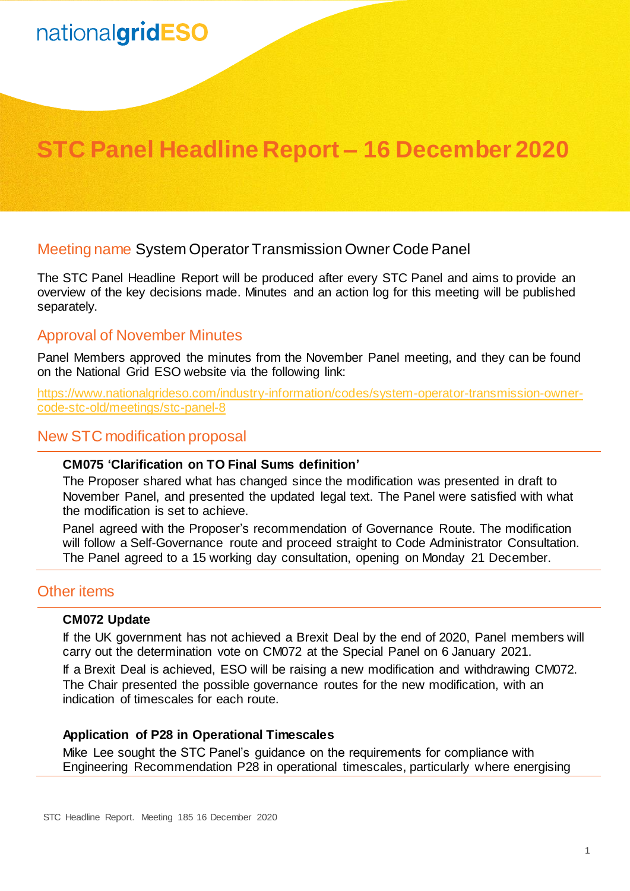nationalgridESO

# STC Panel Headline Report – 16 December 2020

## Meeting name System Operator Transmission Owner Code Panel

The STC Panel Headline Report will be produced after every STC Panel and aims to provide an overview of the key decisions made. Minutes and an action log for this meeting will be published separately.

## Approval of November Minutes

Panel Members approved the minutes from the November Panel meeting, and they can be found on the National Grid ESO website via the following link:

https://www.nationalgrideso.com/industry-information/codes/system-operator-transmission-owner-code-stc-old/meetings/stc-panel-8

## New STC modification proposal

**CM075 'Clarification on TO Final Sums definition'**

The Proposer shared what has changed since the modification was presented in draft to November Panel, and presented the updated legal text. The Panel were satisfied with what the modification is set to achieve.

Panel agreed with the Proposer's recommendation of Governance Route. The modification will follow a Self-Governance route and proceed straight to Code Administrator Consultation. The Panel agreed to a 15 working day consultation, opening on Monday 21 December.

## Other items

**CM072 Update**

If the UK government has not achieved a Brexit Deal by the end of 2020, Panel members will carry out the determination vote on CM072 at the Special Panel on 6 January 2021.

If a Brexit Deal is achieved, ESO will be raising a new modification and withdrawing CM072. The Chair presented the possible governance routes for the new modification, with an indication of timescales for each route.

**Application of P28 in Operational Timescales**

Mike Lee sought the STC Panel's guidance on the requirements for compliance with Engineering Recommendation P28 in operational timescales, particularly where energising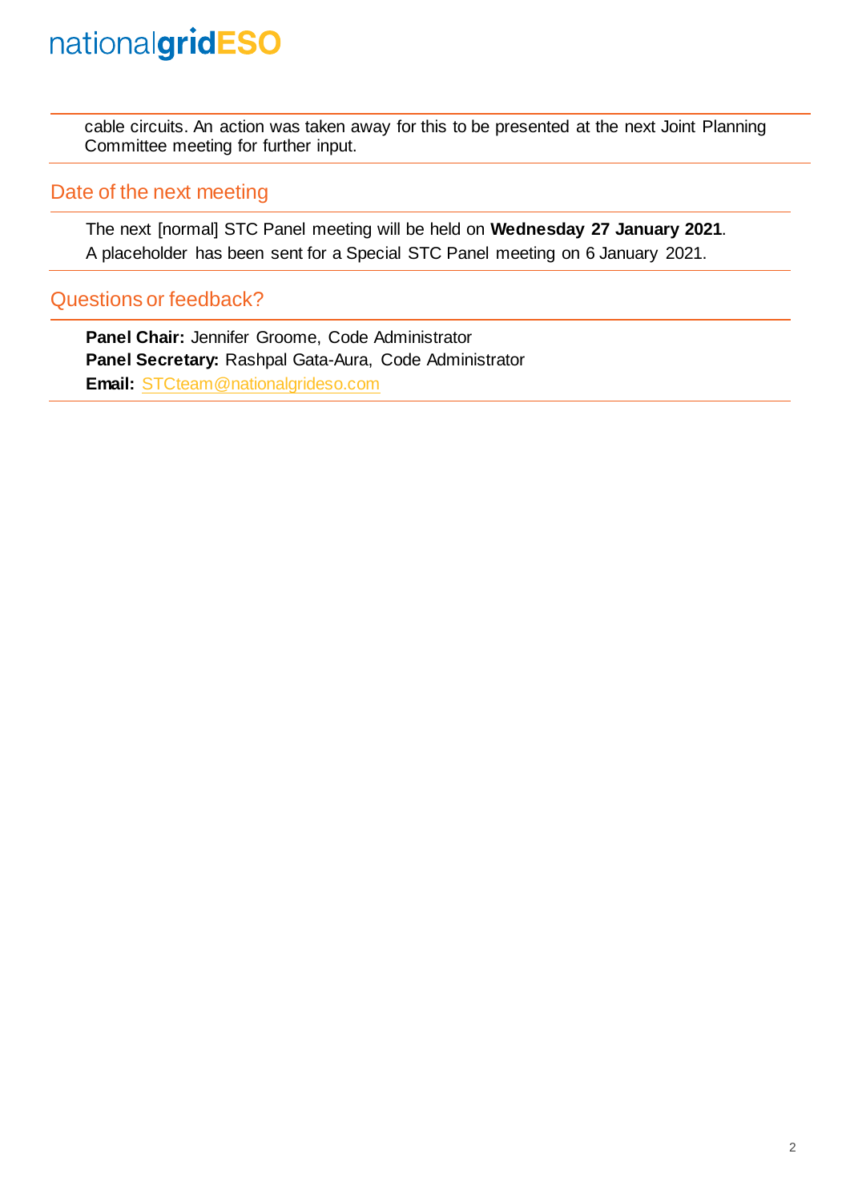cable circuits. An action was taken away for this to be presented at the next Joint Planning Committee meeting for further input.

## Date of the next meeting

The next [normal] STC Panel meeting will be held on **Wednesday 27 January 2021**.
A placeholder has been sent for a Special STC Panel meeting on 6 January 2021.

## Questions or feedback?

**Panel Chair:** Jennifer Groome, Code Administrator
**Panel Secretary:** Rashpal Gata-Aura, Code Administrator
**Email:** STCteam@nationalgrideso.com